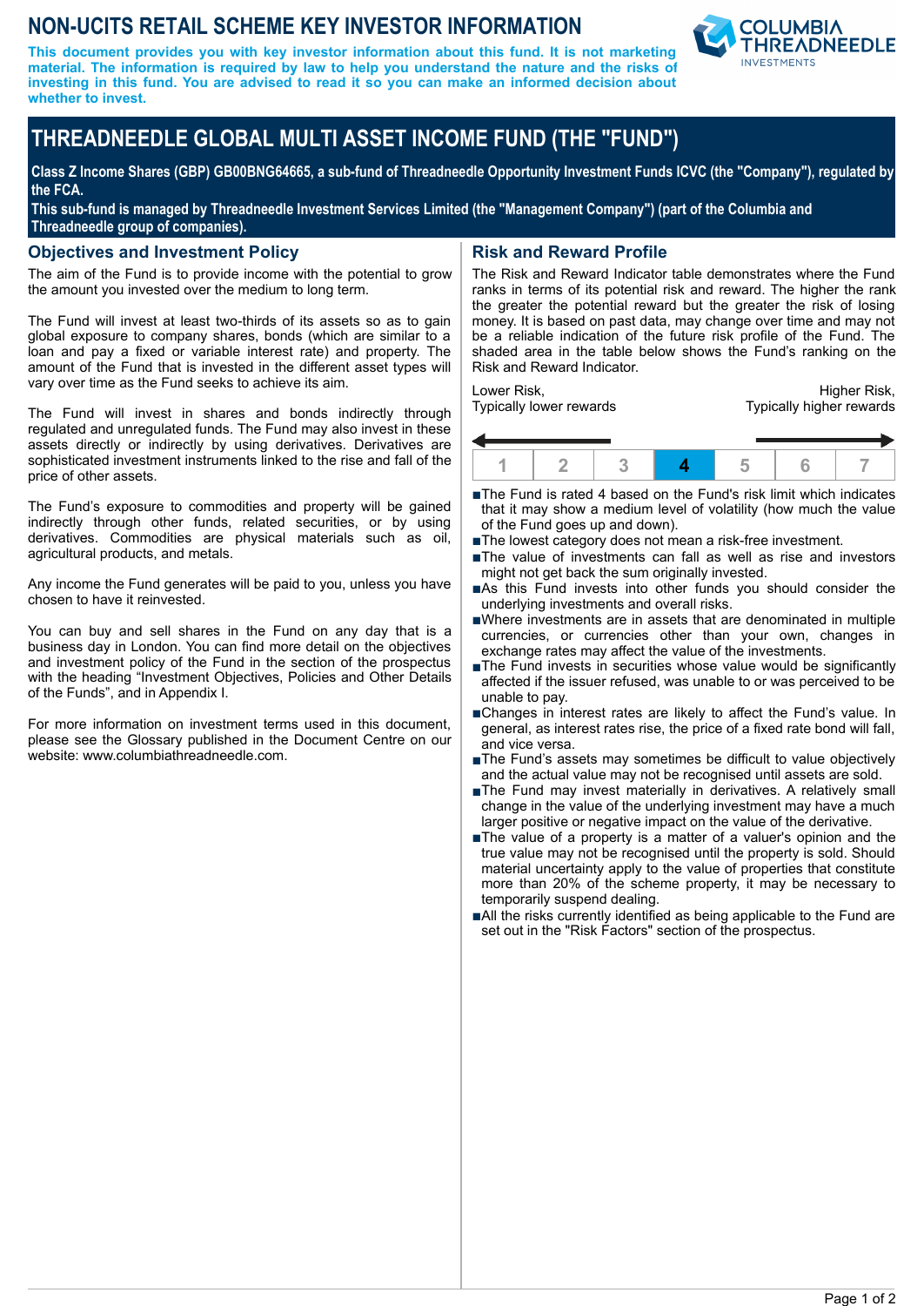# NON-UCITS RETAIL SCHEME KEY INVESTOR INFORMATION

**This document provides you with key investor information about this fund. It is not marketing material. The information is required by law to help you understand the nature and the risks of investing in this fund. You are advised to read it so you can make an informed decision about whether to invest.**

# THREADNEEDLE GLOBAL MULTI ASSET INCOME FUND (THE "FUND")

**Class Z Income Shares (GBP) GB00BNG64665, a sub-fund of Threadneedle Opportunity Investment Funds ICVC (the "Company"), regulated by the FCA.**

**This sub-fund is managed by Threadneedle Investment Services Limited (the "Management Company") (part of the Columbia and Threadneedle group of companies).**

## Objectives and Investment Policy

The aim of the Fund is to provide income with the potential to grow the amount you invested over the medium to long term.

The Fund will invest at least two-thirds of its assets so as to gain global exposure to company shares, bonds (which are similar to a loan and pay a fixed or variable interest rate) and property. The amount of the Fund that is invested in the different asset types will vary over time as the Fund seeks to achieve its aim.

The Fund will invest in shares and bonds indirectly through regulated and unregulated funds. The Fund may also invest in these assets directly or indirectly by using derivatives. Derivatives are sophisticated investment instruments linked to the rise and fall of the price of other assets.

The Fund's exposure to commodities and property will be gained indirectly through other funds, related securities, or by using derivatives. Commodities are physical materials such as oil, agricultural products, and metals.

Any income the Fund generates will be paid to you, unless you have chosen to have it reinvested.

You can buy and sell shares in the Fund on any day that is a business day in London. You can find more detail on the objectives and investment policy of the Fund in the section of the prospectus with the heading "Investment Objectives, Policies and Other Details of the Funds", and in Appendix I.

For more information on investment terms used in this document, please see the Glossary published in the Document Centre on our website: www.columbiathreadneedle.com.

## Risk and Reward Profile

The Risk and Reward Indicator table demonstrates where the Fund ranks in terms of its potential risk and reward. The higher the rank the greater the potential reward but the greater the risk of losing money. It is based on past data, may change over time and may not be a reliable indication of the future risk profile of the Fund. The shaded area in the table below shows the Fund's ranking on the Risk and Reward Indicator.

Lower Risk, Typically lower rewards — Higher Risk, Typically higher rewards

| 1 | 2 | 3 | **4** | 5 | 6 | 7 |
|---|---|---|---|---|---|---|

- The Fund is rated 4 based on the Fund's risk limit which indicates that it may show a medium level of volatility (how much the value of the Fund goes up and down).
- The lowest category does not mean a risk-free investment.
- The value of investments can fall as well as rise and investors might not get back the sum originally invested.
- As this Fund invests into other funds you should consider the underlying investments and overall risks.
- Where investments are in assets that are denominated in multiple currencies, or currencies other than your own, changes in exchange rates may affect the value of the investments.
- The Fund invests in securities whose value would be significantly affected if the issuer refused, was unable to or was perceived to be unable to pay.
- Changes in interest rates are likely to affect the Fund's value. In general, as interest rates rise, the price of a fixed rate bond will fall, and vice versa.
- The Fund's assets may sometimes be difficult to value objectively and the actual value may not be recognised until assets are sold.
- The Fund may invest materially in derivatives. A relatively small change in the value of the underlying investment may have a much larger positive or negative impact on the value of the derivative.
- The value of a property is a matter of a valuer's opinion and the true value may not be recognised until the property is sold. Should material uncertainty apply to the value of properties that constitute more than 20% of the scheme property, it may be necessary to temporarily suspend dealing.
- All the risks currently identified as being applicable to the Fund are set out in the "Risk Factors" section of the prospectus.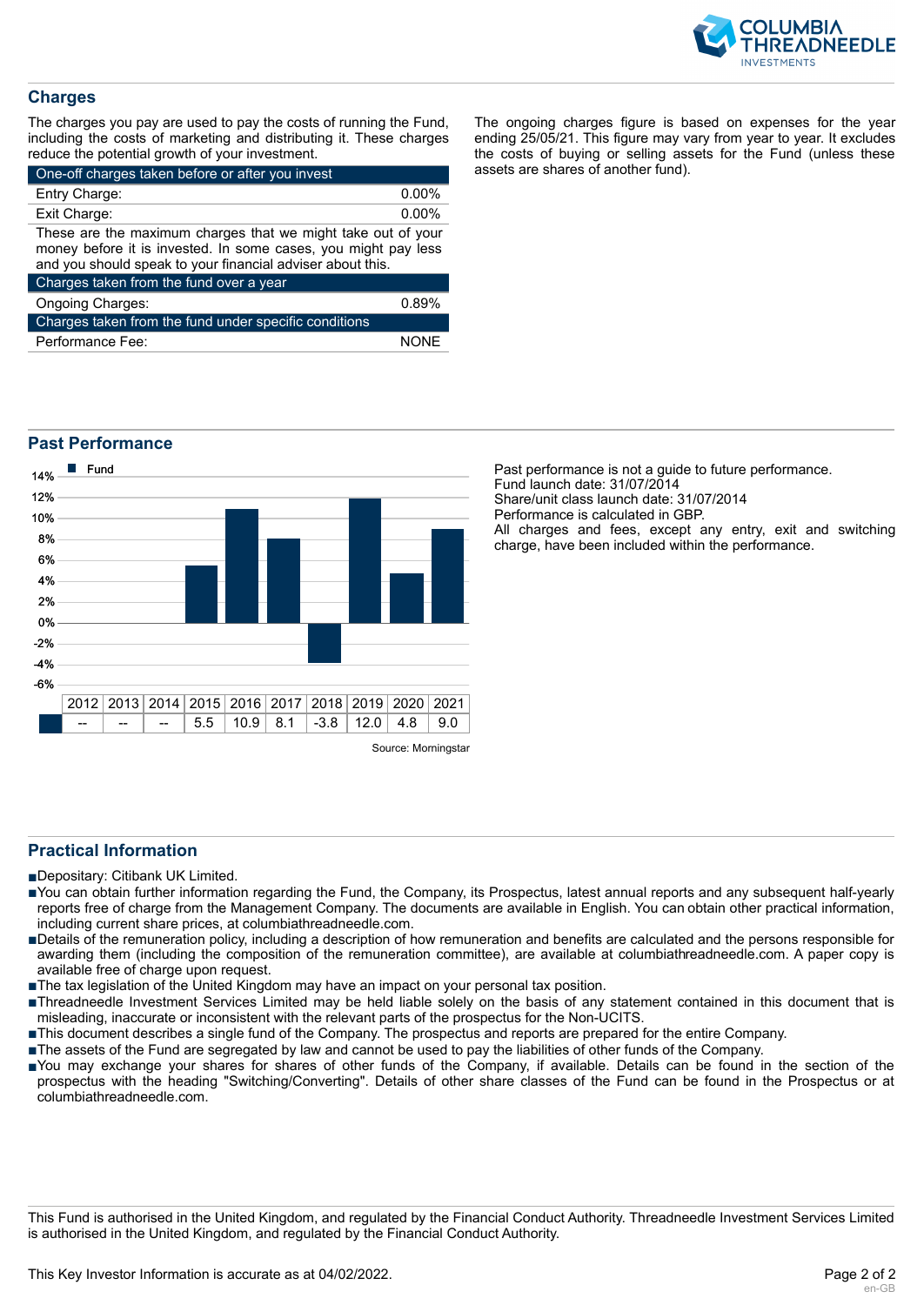## Charges

The charges you pay are used to pay the costs of running the Fund, including the costs of marketing and distributing it. These charges reduce the potential growth of your investment.

| One-off charges taken before or after you invest | |
|---|---|
| Entry Charge: | 0.00% |
| Exit Charge: | 0.00% |
| These are the maximum charges that we might take out of your money before it is invested. In some cases, you might pay less and you should speak to your financial adviser about this. | |
| **Charges taken from the fund over a year** | |
| Ongoing Charges: | 0.89% |
| **Charges taken from the fund under specific conditions** | |
| Performance Fee: | NONE |

The ongoing charges figure is based on expenses for the year ending 25/05/21. This figure may vary from year to year. It excludes the costs of buying or selling assets for the Fund (unless these assets are shares of another fund).

## Past Performance

Fund

14%
12%
10%
8%
6%
4%
2%
0%
-2%
-4%
-6%

2012 2013 2014 2015 2016 2017 2018 2019 2020 2021

-- -- -- 5.5 10.9 8.1 -3.8 12.0 4.8 9.0

Source: Morningstar

Past performance is not a guide to future performance.
Fund launch date: 31/07/2014
Share/unit class launch date: 31/07/2014
Performance is calculated in GBP.
All charges and fees, except any entry, exit and switching charge, have been included within the performance.

## Practical Information

- Depositary: Citibank UK Limited.
- You can obtain further information regarding the Fund, the Company, its Prospectus, latest annual reports and any subsequent half-yearly reports free of charge from the Management Company. The documents are available in English. You can obtain other practical information, including current share prices, at columbiathreadneedle.com.
- Details of the remuneration policy, including a description of how remuneration and benefits are calculated and the persons responsible for awarding them (including the composition of the remuneration committee), are available at columbiathreadneedle.com. A paper copy is available free of charge upon request.
- The tax legislation of the United Kingdom may have an impact on your personal tax position.
- Threadneedle Investment Services Limited may be held liable solely on the basis of any statement contained in this document that is misleading, inaccurate or inconsistent with the relevant parts of the prospectus for the Non-UCITS.
- This document describes a single fund of the Company. The prospectus and reports are prepared for the entire Company.
- The assets of the Fund are segregated by law and cannot be used to pay the liabilities of other funds of the Company.
- You may exchange your shares for shares of other funds of the Company, if available. Details can be found in the section of the prospectus with the heading "Switching/Converting". Details of other share classes of the Fund can be found in the Prospectus or at columbiathreadneedle.com.

This Fund is authorised in the United Kingdom, and regulated by the Financial Conduct Authority. Threadneedle Investment Services Limited is authorised in the United Kingdom, and regulated by the Financial Conduct Authority.

This Key Investor Information is accurate as at 04/02/2022.